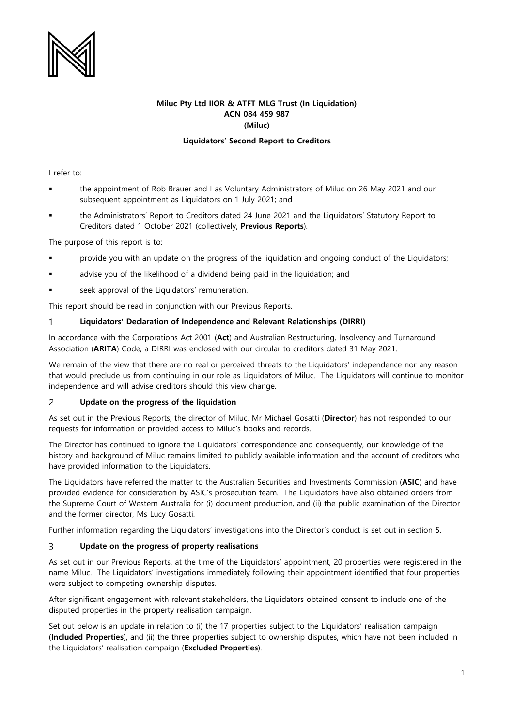**Miluc Pty Ltd IIOR & ATFT MLG Trust (In Liquidation)**
**ACN 084 459 987**
**(Miluc)**

**Liquidators' Second Report to Creditors**

I refer to:

- the appointment of Rob Brauer and I as Voluntary Administrators of Miluc on 26 May 2021 and our subsequent appointment as Liquidators on 1 July 2021; and
- the Administrators' Report to Creditors dated 24 June 2021 and the Liquidators' Statutory Report to Creditors dated 1 October 2021 (collectively, **Previous Reports**).

The purpose of this report is to:

- provide you with an update on the progress of the liquidation and ongoing conduct of the Liquidators;
- advise you of the likelihood of a dividend being paid in the liquidation; and
- seek approval of the Liquidators' remuneration.

This report should be read in conjunction with our Previous Reports.

## 1 Liquidators' Declaration of Independence and Relevant Relationships (DIRRI)

In accordance with the Corporations Act 2001 (**Act**) and Australian Restructuring, Insolvency and Turnaround Association (**ARITA**) Code, a DIRRI was enclosed with our circular to creditors dated 31 May 2021.

We remain of the view that there are no real or perceived threats to the Liquidators' independence nor any reason that would preclude us from continuing in our role as Liquidators of Miluc. The Liquidators will continue to monitor independence and will advise creditors should this view change.

## 2 Update on the progress of the liquidation

As set out in the Previous Reports, the director of Miluc, Mr Michael Gosatti (**Director**) has not responded to our requests for information or provided access to Miluc's books and records.

The Director has continued to ignore the Liquidators' correspondence and consequently, our knowledge of the history and background of Miluc remains limited to publicly available information and the account of creditors who have provided information to the Liquidators.

The Liquidators have referred the matter to the Australian Securities and Investments Commission (**ASIC**) and have provided evidence for consideration by ASIC's prosecution team. The Liquidators have also obtained orders from the Supreme Court of Western Australia for (i) document production, and (ii) the public examination of the Director and the former director, Ms Lucy Gosatti.

Further information regarding the Liquidators' investigations into the Director's conduct is set out in section 5.

## 3 Update on the progress of property realisations

As set out in our Previous Reports, at the time of the Liquidators' appointment, 20 properties were registered in the name Miluc. The Liquidators' investigations immediately following their appointment identified that four properties were subject to competing ownership disputes.

After significant engagement with relevant stakeholders, the Liquidators obtained consent to include one of the disputed properties in the property realisation campaign.

Set out below is an update in relation to (i) the 17 properties subject to the Liquidators' realisation campaign (**Included Properties**), and (ii) the three properties subject to ownership disputes, which have not been included in the Liquidators' realisation campaign (**Excluded Properties**).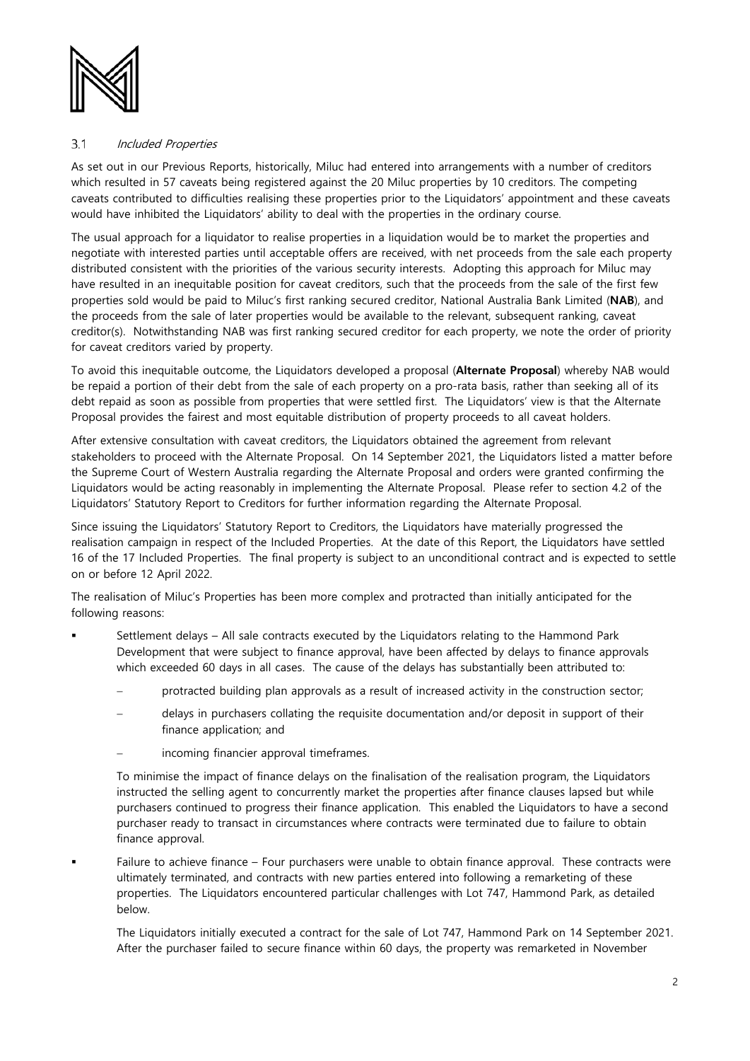### 3.1 *Included Properties*

As set out in our Previous Reports, historically, Miluc had entered into arrangements with a number of creditors which resulted in 57 caveats being registered against the 20 Miluc properties by 10 creditors. The competing caveats contributed to difficulties realising these properties prior to the Liquidators' appointment and these caveats would have inhibited the Liquidators' ability to deal with the properties in the ordinary course.

The usual approach for a liquidator to realise properties in a liquidation would be to market the properties and negotiate with interested parties until acceptable offers are received, with net proceeds from the sale each property distributed consistent with the priorities of the various security interests. Adopting this approach for Miluc may have resulted in an inequitable position for caveat creditors, such that the proceeds from the sale of the first few properties sold would be paid to Miluc's first ranking secured creditor, National Australia Bank Limited (**NAB**), and the proceeds from the sale of later properties would be available to the relevant, subsequent ranking, caveat creditor(s). Notwithstanding NAB was first ranking secured creditor for each property, we note the order of priority for caveat creditors varied by property.

To avoid this inequitable outcome, the Liquidators developed a proposal (**Alternate Proposal**) whereby NAB would be repaid a portion of their debt from the sale of each property on a pro-rata basis, rather than seeking all of its debt repaid as soon as possible from properties that were settled first. The Liquidators' view is that the Alternate Proposal provides the fairest and most equitable distribution of property proceeds to all caveat holders.

After extensive consultation with caveat creditors, the Liquidators obtained the agreement from relevant stakeholders to proceed with the Alternate Proposal. On 14 September 2021, the Liquidators listed a matter before the Supreme Court of Western Australia regarding the Alternate Proposal and orders were granted confirming the Liquidators would be acting reasonably in implementing the Alternate Proposal. Please refer to section 4.2 of the Liquidators' Statutory Report to Creditors for further information regarding the Alternate Proposal.

Since issuing the Liquidators' Statutory Report to Creditors, the Liquidators have materially progressed the realisation campaign in respect of the Included Properties. At the date of this Report, the Liquidators have settled 16 of the 17 Included Properties. The final property is subject to an unconditional contract and is expected to settle on or before 12 April 2022.

The realisation of Miluc's Properties has been more complex and protracted than initially anticipated for the following reasons:

- Settlement delays – All sale contracts executed by the Liquidators relating to the Hammond Park Development that were subject to finance approval, have been affected by delays to finance approvals which exceeded 60 days in all cases. The cause of the delays has substantially been attributed to:
  - protracted building plan approvals as a result of increased activity in the construction sector;
  - delays in purchasers collating the requisite documentation and/or deposit in support of their finance application; and
  - incoming financier approval timeframes.

  To minimise the impact of finance delays on the finalisation of the realisation program, the Liquidators instructed the selling agent to concurrently market the properties after finance clauses lapsed but while purchasers continued to progress their finance application. This enabled the Liquidators to have a second purchaser ready to transact in circumstances where contracts were terminated due to failure to obtain finance approval.

- Failure to achieve finance – Four purchasers were unable to obtain finance approval. These contracts were ultimately terminated, and contracts with new parties entered into following a remarketing of these properties. The Liquidators encountered particular challenges with Lot 747, Hammond Park, as detailed below.

  The Liquidators initially executed a contract for the sale of Lot 747, Hammond Park on 14 September 2021. After the purchaser failed to secure finance within 60 days, the property was remarketed in November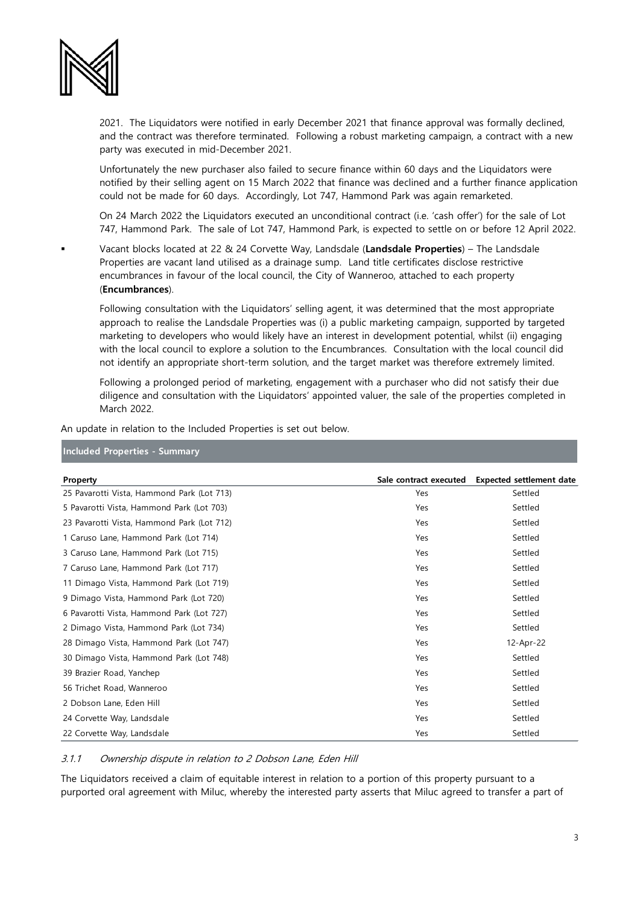2021. The Liquidators were notified in early December 2021 that finance approval was formally declined, and the contract was therefore terminated. Following a robust marketing campaign, a contract with a new party was executed in mid-December 2021.

Unfortunately the new purchaser also failed to secure finance within 60 days and the Liquidators were notified by their selling agent on 15 March 2022 that finance was declined and a further finance application could not be made for 60 days. Accordingly, Lot 747, Hammond Park was again remarketed.

On 24 March 2022 the Liquidators executed an unconditional contract (i.e. 'cash offer') for the sale of Lot 747, Hammond Park. The sale of Lot 747, Hammond Park, is expected to settle on or before 12 April 2022.

- Vacant blocks located at 22 & 24 Corvette Way, Landsdale (**Landsdale Properties**) – The Landsdale Properties are vacant land utilised as a drainage sump. Land title certificates disclose restrictive encumbrances in favour of the local council, the City of Wanneroo, attached to each property (**Encumbrances**).

  Following consultation with the Liquidators' selling agent, it was determined that the most appropriate approach to realise the Landsdale Properties was (i) a public marketing campaign, supported by targeted marketing to developers who would likely have an interest in development potential, whilst (ii) engaging with the local council to explore a solution to the Encumbrances. Consultation with the local council did not identify an appropriate short-term solution, and the target market was therefore extremely limited.

  Following a prolonged period of marketing, engagement with a purchaser who did not satisfy their due diligence and consultation with the Liquidators' appointed valuer, the sale of the properties completed in March 2022.

An update in relation to the Included Properties is set out below.

**Included Properties - Summary**

| Property | Sale contract executed | Expected settlement date |
|---|---|---|
| 25 Pavarotti Vista, Hammond Park (Lot 713) | Yes | Settled |
| 5 Pavarotti Vista, Hammond Park (Lot 703) | Yes | Settled |
| 23 Pavarotti Vista, Hammond Park (Lot 712) | Yes | Settled |
| 1 Caruso Lane, Hammond Park (Lot 714) | Yes | Settled |
| 3 Caruso Lane, Hammond Park (Lot 715) | Yes | Settled |
| 7 Caruso Lane, Hammond Park (Lot 717) | Yes | Settled |
| 11 Dimago Vista, Hammond Park (Lot 719) | Yes | Settled |
| 9 Dimago Vista, Hammond Park (Lot 720) | Yes | Settled |
| 6 Pavarotti Vista, Hammond Park (Lot 727) | Yes | Settled |
| 2 Dimago Vista, Hammond Park (Lot 734) | Yes | Settled |
| 28 Dimago Vista, Hammond Park (Lot 747) | Yes | 12-Apr-22 |
| 30 Dimago Vista, Hammond Park (Lot 748) | Yes | Settled |
| 39 Brazier Road, Yanchep | Yes | Settled |
| 56 Trichet Road, Wanneroo | Yes | Settled |
| 2 Dobson Lane, Eden Hill | Yes | Settled |
| 24 Corvette Way, Landsdale | Yes | Settled |
| 22 Corvette Way, Landsdale | Yes | Settled |

### *3.1.1 Ownership dispute in relation to 2 Dobson Lane, Eden Hill*

The Liquidators received a claim of equitable interest in relation to a portion of this property pursuant to a purported oral agreement with Miluc, whereby the interested party asserts that Miluc agreed to transfer a part of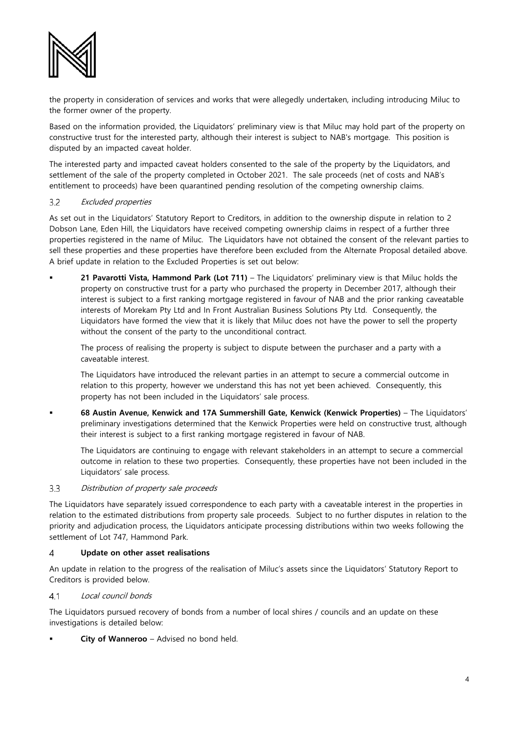the property in consideration of services and works that were allegedly undertaken, including introducing Miluc to the former owner of the property.

Based on the information provided, the Liquidators' preliminary view is that Miluc may hold part of the property on constructive trust for the interested party, although their interest is subject to NAB's mortgage. This position is disputed by an impacted caveat holder.

The interested party and impacted caveat holders consented to the sale of the property by the Liquidators, and settlement of the sale of the property completed in October 2021. The sale proceeds (net of costs and NAB's entitlement to proceeds) have been quarantined pending resolution of the competing ownership claims.

### 3.2 *Excluded properties*

As set out in the Liquidators' Statutory Report to Creditors, in addition to the ownership dispute in relation to 2 Dobson Lane, Eden Hill, the Liquidators have received competing ownership claims in respect of a further three properties registered in the name of Miluc. The Liquidators have not obtained the consent of the relevant parties to sell these properties and these properties have therefore been excluded from the Alternate Proposal detailed above. A brief update in relation to the Excluded Properties is set out below:

- **21 Pavarotti Vista, Hammond Park (Lot 711)** – The Liquidators' preliminary view is that Miluc holds the property on constructive trust for a party who purchased the property in December 2017, although their interest is subject to a first ranking mortgage registered in favour of NAB and the prior ranking caveatable interests of Morekam Pty Ltd and In Front Australian Business Solutions Pty Ltd. Consequently, the Liquidators have formed the view that it is likely that Miluc does not have the power to sell the property without the consent of the party to the unconditional contract.

  The process of realising the property is subject to dispute between the purchaser and a party with a caveatable interest.

  The Liquidators have introduced the relevant parties in an attempt to secure a commercial outcome in relation to this property, however we understand this has not yet been achieved. Consequently, this property has not been included in the Liquidators' sale process.

- **68 Austin Avenue, Kenwick and 17A Summershill Gate, Kenwick (Kenwick Properties)** – The Liquidators' preliminary investigations determined that the Kenwick Properties were held on constructive trust, although their interest is subject to a first ranking mortgage registered in favour of NAB.

  The Liquidators are continuing to engage with relevant stakeholders in an attempt to secure a commercial outcome in relation to these two properties. Consequently, these properties have not been included in the Liquidators' sale process.

### 3.3 *Distribution of property sale proceeds*

The Liquidators have separately issued correspondence to each party with a caveatable interest in the properties in relation to the estimated distributions from property sale proceeds. Subject to no further disputes in relation to the priority and adjudication process, the Liquidators anticipate processing distributions within two weeks following the settlement of Lot 747, Hammond Park.

## 4 Update on other asset realisations

An update in relation to the progress of the realisation of Miluc's assets since the Liquidators' Statutory Report to Creditors is provided below.

### 4.1 *Local council bonds*

The Liquidators pursued recovery of bonds from a number of local shires / councils and an update on these investigations is detailed below:

- **City of Wanneroo** – Advised no bond held.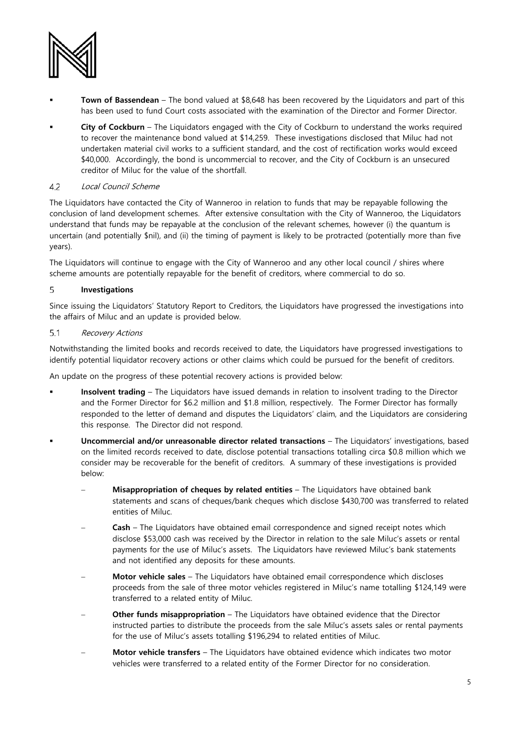- **Town of Bassendean** – The bond valued at $8,648 has been recovered by the Liquidators and part of this has been used to fund Court costs associated with the examination of the Director and Former Director.
- **City of Cockburn** – The Liquidators engaged with the City of Cockburn to understand the works required to recover the maintenance bond valued at $14,259. These investigations disclosed that Miluc had not undertaken material civil works to a sufficient standard, and the cost of rectification works would exceed $40,000. Accordingly, the bond is uncommercial to recover, and the City of Cockburn is an unsecured creditor of Miluc for the value of the shortfall.

### 4.2 *Local Council Scheme*

The Liquidators have contacted the City of Wanneroo in relation to funds that may be repayable following the conclusion of land development schemes. After extensive consultation with the City of Wanneroo, the Liquidators understand that funds may be repayable at the conclusion of the relevant schemes, however (i) the quantum is uncertain (and potentially $nil), and (ii) the timing of payment is likely to be protracted (potentially more than five years).

The Liquidators will continue to engage with the City of Wanneroo and any other local council / shires where scheme amounts are potentially repayable for the benefit of creditors, where commercial to do so.

## 5 Investigations

Since issuing the Liquidators' Statutory Report to Creditors, the Liquidators have progressed the investigations into the affairs of Miluc and an update is provided below.

### 5.1 *Recovery Actions*

Notwithstanding the limited books and records received to date, the Liquidators have progressed investigations to identify potential liquidator recovery actions or other claims which could be pursued for the benefit of creditors.

An update on the progress of these potential recovery actions is provided below:

- **Insolvent trading** – The Liquidators have issued demands in relation to insolvent trading to the Director and the Former Director for $6.2 million and $1.8 million, respectively. The Former Director has formally responded to the letter of demand and disputes the Liquidators' claim, and the Liquidators are considering this response. The Director did not respond.
- **Uncommercial and/or unreasonable director related transactions** – The Liquidators' investigations, based on the limited records received to date, disclose potential transactions totalling circa $0.8 million which we consider may be recoverable for the benefit of creditors. A summary of these investigations is provided below:
  - **Misappropriation of cheques by related entities** – The Liquidators have obtained bank statements and scans of cheques/bank cheques which disclose $430,700 was transferred to related entities of Miluc.
  - **Cash** – The Liquidators have obtained email correspondence and signed receipt notes which disclose $53,000 cash was received by the Director in relation to the sale Miluc's assets or rental payments for the use of Miluc's assets. The Liquidators have reviewed Miluc's bank statements and not identified any deposits for these amounts.
  - **Motor vehicle sales** – The Liquidators have obtained email correspondence which discloses proceeds from the sale of three motor vehicles registered in Miluc's name totalling $124,149 were transferred to a related entity of Miluc.
  - **Other funds misappropriation** – The Liquidators have obtained evidence that the Director instructed parties to distribute the proceeds from the sale Miluc's assets sales or rental payments for the use of Miluc's assets totalling $196,294 to related entities of Miluc.
  - **Motor vehicle transfers** – The Liquidators have obtained evidence which indicates two motor vehicles were transferred to a related entity of the Former Director for no consideration.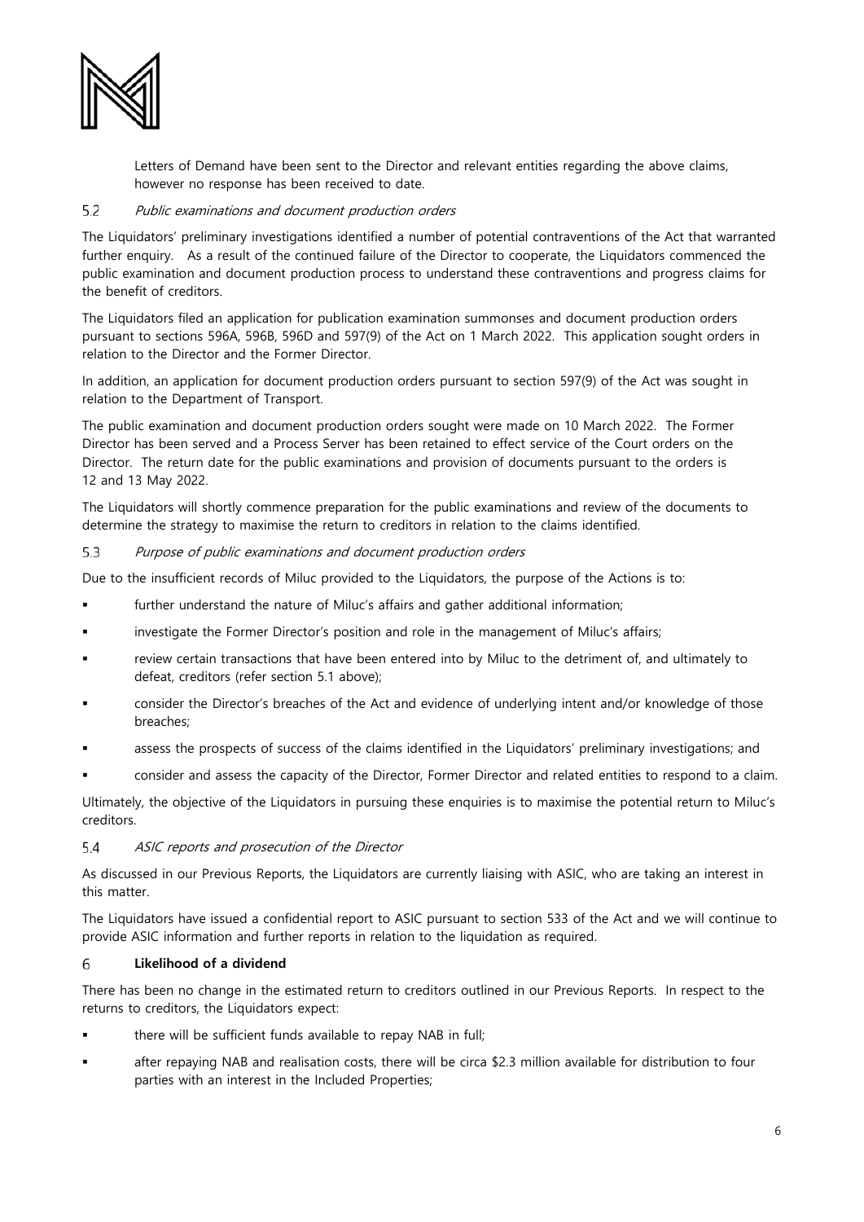Letters of Demand have been sent to the Director and relevant entities regarding the above claims, however no response has been received to date.

### 5.2 *Public examinations and document production orders*

The Liquidators' preliminary investigations identified a number of potential contraventions of the Act that warranted further enquiry. As a result of the continued failure of the Director to cooperate, the Liquidators commenced the public examination and document production process to understand these contraventions and progress claims for the benefit of creditors.

The Liquidators filed an application for publication examination summonses and document production orders pursuant to sections 596A, 596B, 596D and 597(9) of the Act on 1 March 2022. This application sought orders in relation to the Director and the Former Director.

In addition, an application for document production orders pursuant to section 597(9) of the Act was sought in relation to the Department of Transport.

The public examination and document production orders sought were made on 10 March 2022. The Former Director has been served and a Process Server has been retained to effect service of the Court orders on the Director. The return date for the public examinations and provision of documents pursuant to the orders is 12 and 13 May 2022.

The Liquidators will shortly commence preparation for the public examinations and review of the documents to determine the strategy to maximise the return to creditors in relation to the claims identified.

### 5.3 *Purpose of public examinations and document production orders*

Due to the insufficient records of Miluc provided to the Liquidators, the purpose of the Actions is to:

- further understand the nature of Miluc's affairs and gather additional information;
- investigate the Former Director's position and role in the management of Miluc's affairs;
- review certain transactions that have been entered into by Miluc to the detriment of, and ultimately to defeat, creditors (refer section 5.1 above);
- consider the Director's breaches of the Act and evidence of underlying intent and/or knowledge of those breaches;
- assess the prospects of success of the claims identified in the Liquidators' preliminary investigations; and
- consider and assess the capacity of the Director, Former Director and related entities to respond to a claim.

Ultimately, the objective of the Liquidators in pursuing these enquiries is to maximise the potential return to Miluc's creditors.

### 5.4 *ASIC reports and prosecution of the Director*

As discussed in our Previous Reports, the Liquidators are currently liaising with ASIC, who are taking an interest in this matter.

The Liquidators have issued a confidential report to ASIC pursuant to section 533 of the Act and we will continue to provide ASIC information and further reports in relation to the liquidation as required.

## 6 **Likelihood of a dividend**

There has been no change in the estimated return to creditors outlined in our Previous Reports. In respect to the returns to creditors, the Liquidators expect:

- there will be sufficient funds available to repay NAB in full;
- after repaying NAB and realisation costs, there will be circa \$2.3 million available for distribution to four parties with an interest in the Included Properties;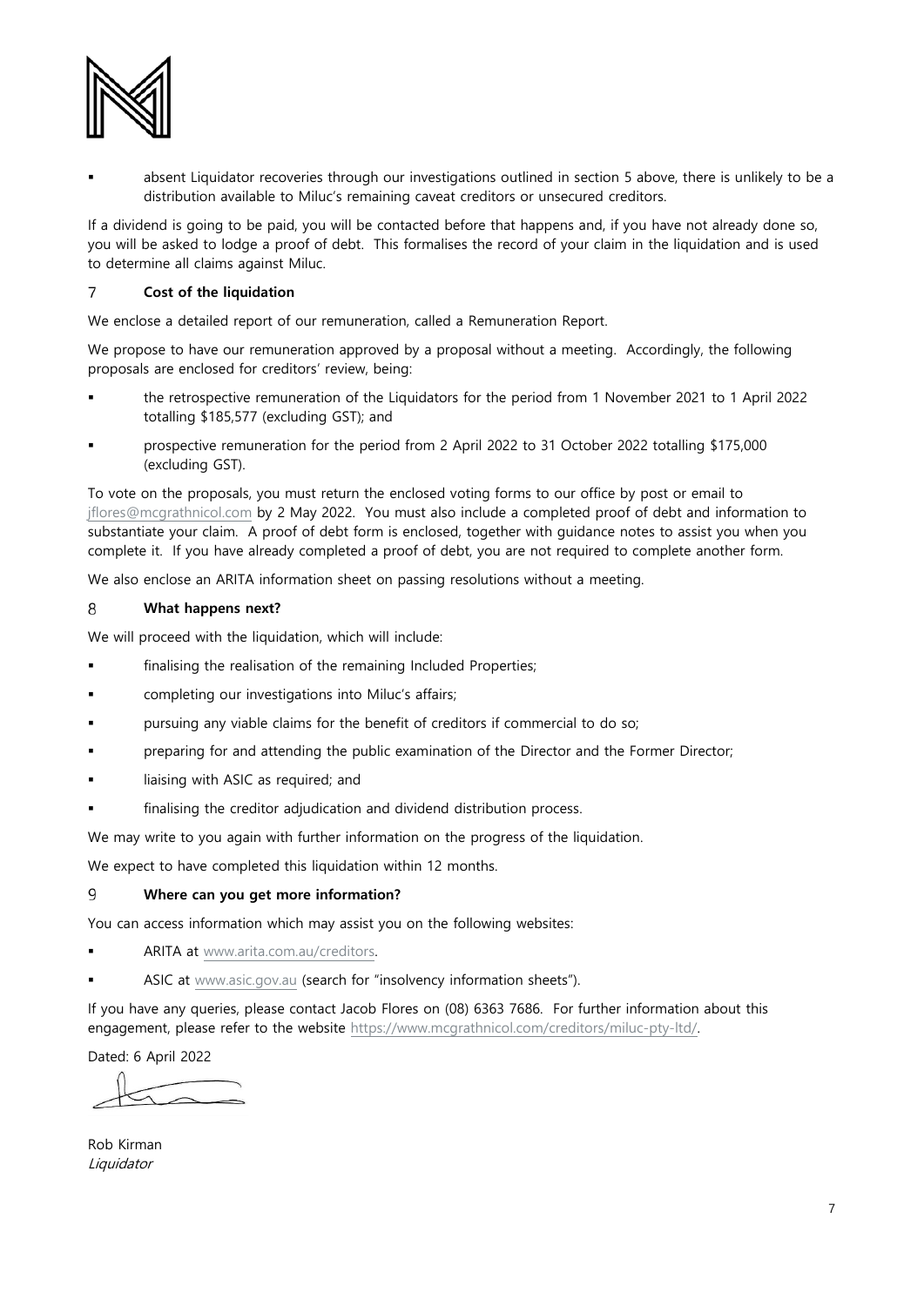- absent Liquidator recoveries through our investigations outlined in section 5 above, there is unlikely to be a distribution available to Miluc's remaining caveat creditors or unsecured creditors.

If a dividend is going to be paid, you will be contacted before that happens and, if you have not already done so, you will be asked to lodge a proof of debt. This formalises the record of your claim in the liquidation and is used to determine all claims against Miluc.

## 7 Cost of the liquidation

We enclose a detailed report of our remuneration, called a Remuneration Report.

We propose to have our remuneration approved by a proposal without a meeting. Accordingly, the following proposals are enclosed for creditors' review, being:

- the retrospective remuneration of the Liquidators for the period from 1 November 2021 to 1 April 2022 totalling $185,577 (excluding GST); and
- prospective remuneration for the period from 2 April 2022 to 31 October 2022 totalling $175,000 (excluding GST).

To vote on the proposals, you must return the enclosed voting forms to our office by post or email to jflores@mcgrathnicol.com by 2 May 2022. You must also include a completed proof of debt and information to substantiate your claim. A proof of debt form is enclosed, together with guidance notes to assist you when you complete it. If you have already completed a proof of debt, you are not required to complete another form.

We also enclose an ARITA information sheet on passing resolutions without a meeting.

## 8 What happens next?

We will proceed with the liquidation, which will include:

- finalising the realisation of the remaining Included Properties;
- completing our investigations into Miluc's affairs;
- pursuing any viable claims for the benefit of creditors if commercial to do so;
- preparing for and attending the public examination of the Director and the Former Director;
- liaising with ASIC as required; and
- finalising the creditor adjudication and dividend distribution process.

We may write to you again with further information on the progress of the liquidation.

We expect to have completed this liquidation within 12 months.

## 9 Where can you get more information?

You can access information which may assist you on the following websites:

- ARITA at www.arita.com.au/creditors.
- ASIC at www.asic.gov.au (search for "insolvency information sheets").

If you have any queries, please contact Jacob Flores on (08) 6363 7686. For further information about this engagement, please refer to the website https://www.mcgrathnicol.com/creditors/miluc-pty-ltd/.

Dated: 6 April 2022

Rob Kirman
*Liquidator*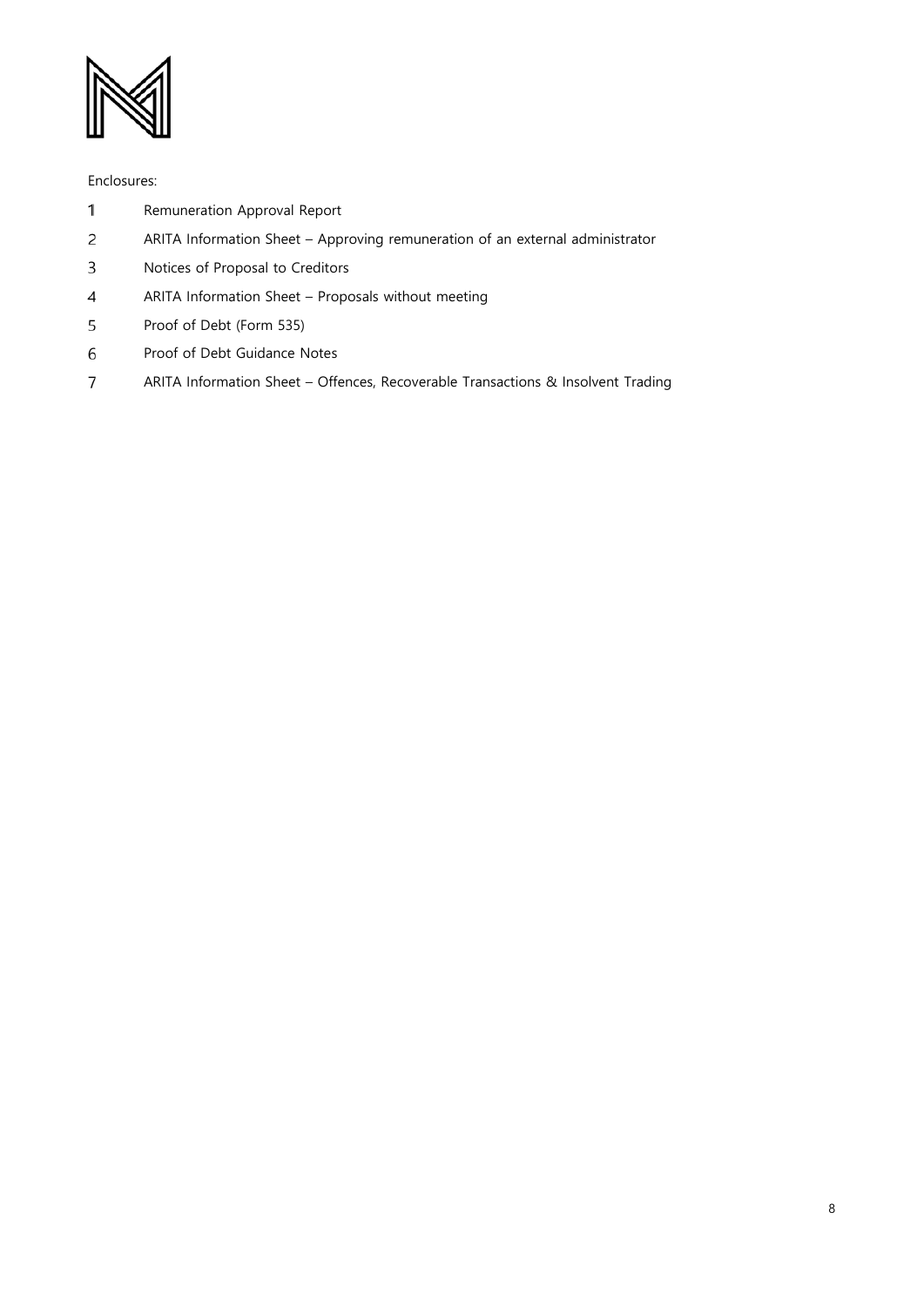Enclosures:

1. Remuneration Approval Report
2. ARITA Information Sheet – Approving remuneration of an external administrator
3. Notices of Proposal to Creditors
4. ARITA Information Sheet – Proposals without meeting
5. Proof of Debt (Form 535)
6. Proof of Debt Guidance Notes
7. ARITA Information Sheet – Offences, Recoverable Transactions & Insolvent Trading